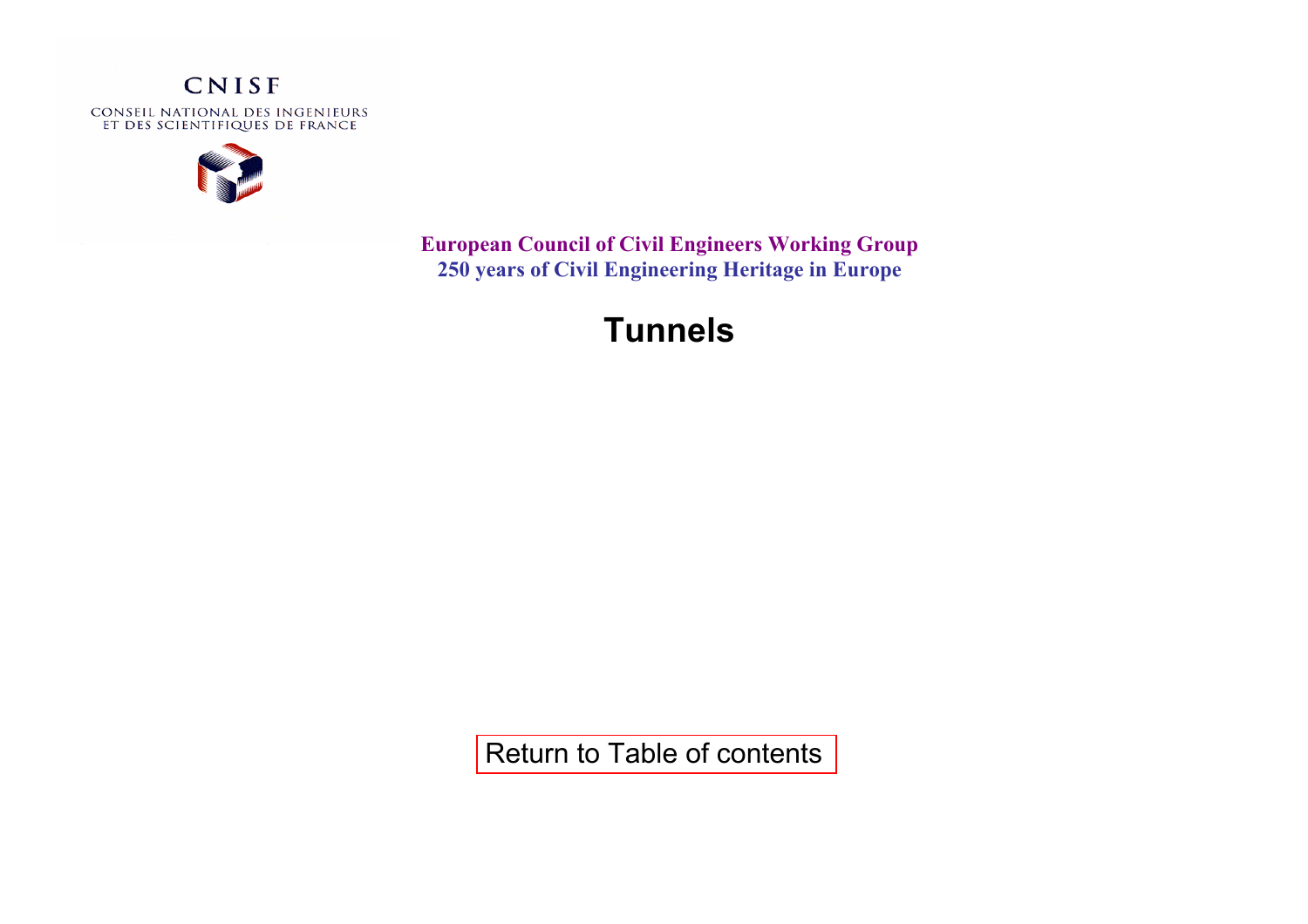CNISF

CONSEIL NATIONAL DES INGENIEURS ET DES SCIENTIFIQUES DE FRANCE

**European Council of Civil Engineers Working Group**
**250 years of Civil Engineering Heritage in Europe**

# Tunnels

Return to Table of contents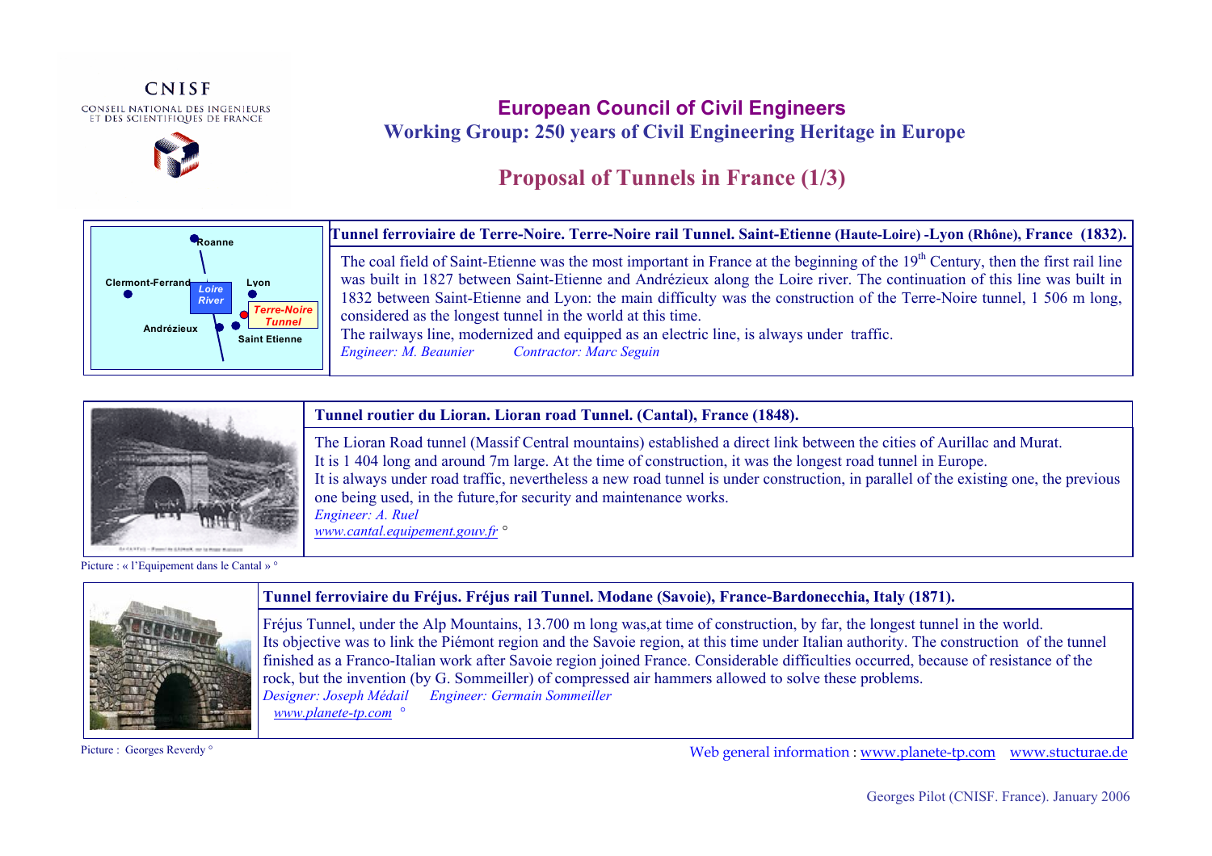CNISF

CONSEIL NATIONAL DES INGENIEURS ET DES SCIENTIFIQUES DE FRANCE

## European Council of Civil Engineers

### Working Group: 250 years of Civil Engineering Heritage in Europe

# Proposal of Tunnels in France (1/3)

Roanne, Clermont-Ferrand, Lyon, Loire River, Terre-Noire Tunnel, Andrézieux, Saint Etienne

**Tunnel ferroviaire de Terre-Noire. Terre-Noire rail Tunnel. Saint-Etienne (Haute-Loire) -Lyon (Rhône), France (1832).**

The coal field of Saint-Etienne was the most important in France at the beginning of the 19th Century, then the first rail line was built in 1827 between Saint-Etienne and Andrézieux along the Loire river. The continuation of this line was built in 1832 between Saint-Etienne and Lyon: the main difficulty was the construction of the Terre-Noire tunnel, 1 506 m long, considered as the longest tunnel in the world at this time.

The railways line, modernized and equipped as an electric line, is always under traffic.

*Engineer: M. Beaunier* *Contractor: Marc Seguin*

**Tunnel routier du Lioran. Lioran road Tunnel. (Cantal), France (1848).**

The Lioran Road tunnel (Massif Central mountains) established a direct link between the cities of Aurillac and Murat.
It is 1 404 long and around 7m large. At the time of construction, it was the longest road tunnel in Europe.
It is always under road traffic, nevertheless a new road tunnel is under construction, in parallel of the existing one, the previous one being used, in the future,for security and maintenance works.

*Engineer: A. Ruel*

*www.cantal.equipement.gouv.fr* °

Picture : « l'Equipement dans le Cantal » °

**Tunnel ferroviaire du Fréjus. Fréjus rail Tunnel. Modane (Savoie), France-Bardonecchia, Italy (1871).**

Fréjus Tunnel, under the Alp Mountains, 13.700 m long was,at time of construction, by far, the longest tunnel in the world.
Its objective was to link the Piémont region and the Savoie region, at this time under Italian authority. The construction of the tunnel finished as a Franco-Italian work after Savoie region joined France. Considerable difficulties occurred, because of resistance of the rock, but the invention (by G. Sommeiller) of compressed air hammers allowed to solve these problems.

*Designer: Joseph Médail* *Engineer: Germain Sommeiller*

*www.planete-tp.com* °

Picture : Georges Reverdy °

Web general information : www.planete-tp.com www.stucturae.de

Georges Pilot (CNISF. France). January 2006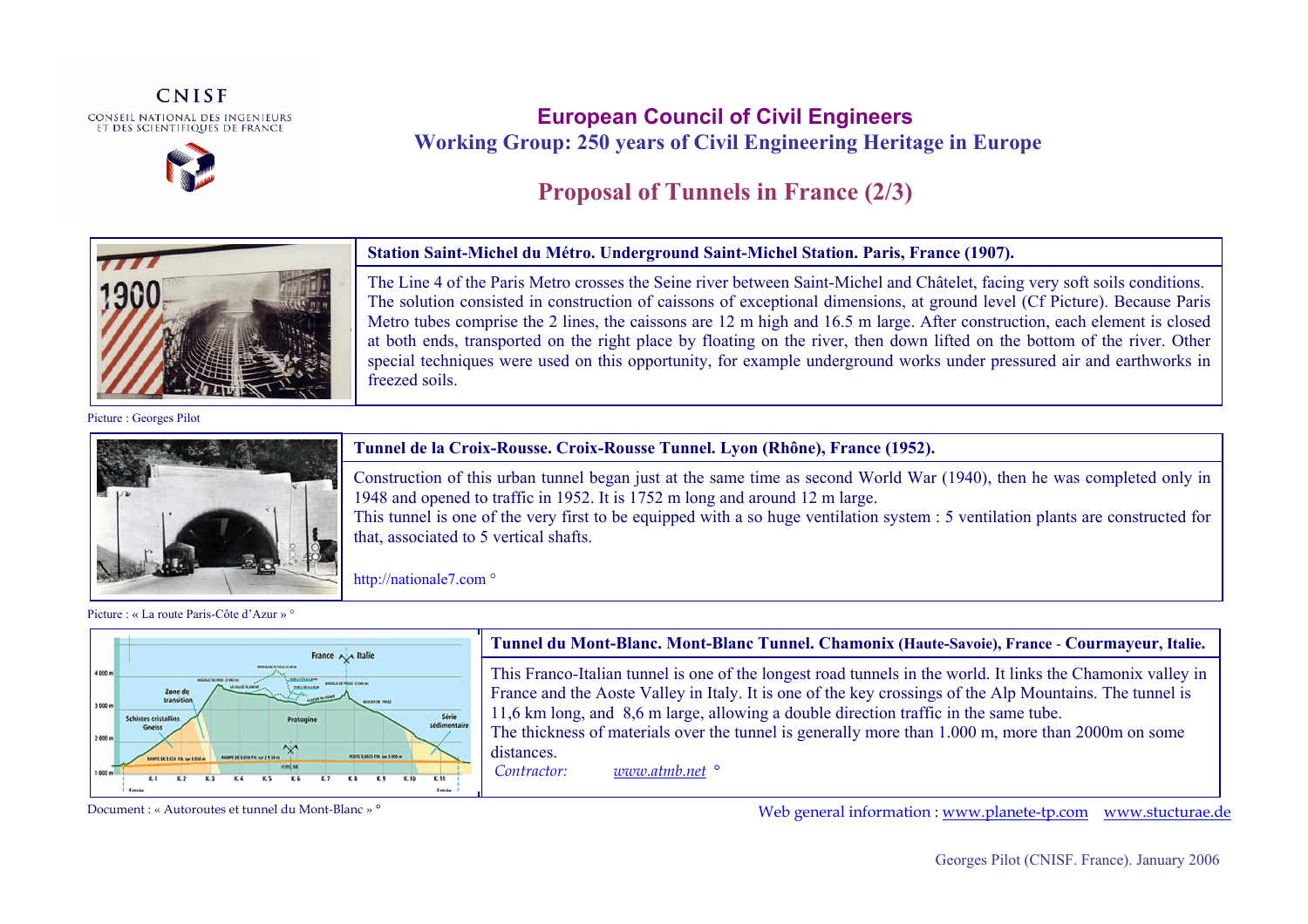CNISF

CONSEIL NATIONAL DES INGENIEURS ET DES SCIENTIFIQUES DE FRANCE

# European Council of Civil Engineers

## Working Group: 250 years of Civil Engineering Heritage in Europe

## Proposal of Tunnels in France (2/3)

### Station Saint-Michel du Métro. Underground Saint-Michel Station. Paris, France (1907).

The Line 4 of the Paris Metro crosses the Seine river between Saint-Michel and Châtelet, facing very soft soils conditions. The solution consisted in construction of caissons of exceptional dimensions, at ground level (Cf Picture). Because Paris Metro tubes comprise the 2 lines, the caissons are 12 m high and 16.5 m large. After construction, each element is closed at both ends, transported on the right place by floating on the river, then down lifted on the bottom of the river. Other special techniques were used on this opportunity, for example underground works under pressured air and earthworks in freezed soils.

Picture : Georges Pilot

### Tunnel de la Croix-Rousse. Croix-Rousse Tunnel. Lyon (Rhône), France (1952).

Construction of this urban tunnel began just at the same time as second World War (1940), then he was completed only in 1948 and opened to traffic in 1952. It is 1752 m long and around 12 m large.

This tunnel is one of the very first to be equipped with a so huge ventilation system : 5 ventilation plants are constructed for that, associated to 5 vertical shafts.

http://nationale7.com °

Picture : « La route Paris-Côte d'Azur » °

### Tunnel du Mont-Blanc. Mont-Blanc Tunnel. Chamonix (Haute-Savoie), France - Courmayeur, Italie.

This Franco-Italian tunnel is one of the longest road tunnels in the world. It links the Chamonix valley in France and the Aoste Valley in Italy. It is one of the key crossings of the Alp Mountains. The tunnel is 11,6 km long, and 8,6 m large, allowing a double direction traffic in the same tube.

The thickness of materials over the tunnel is generally more than 1.000 m, more than 2000m on some distances.

*Contractor:* *www.atmb.net* °

Document : « Autoroutes et tunnel du Mont-Blanc » °

Web general information : www.planete-tp.com www.stucturae.de

Georges Pilot (CNISF. France). January 2006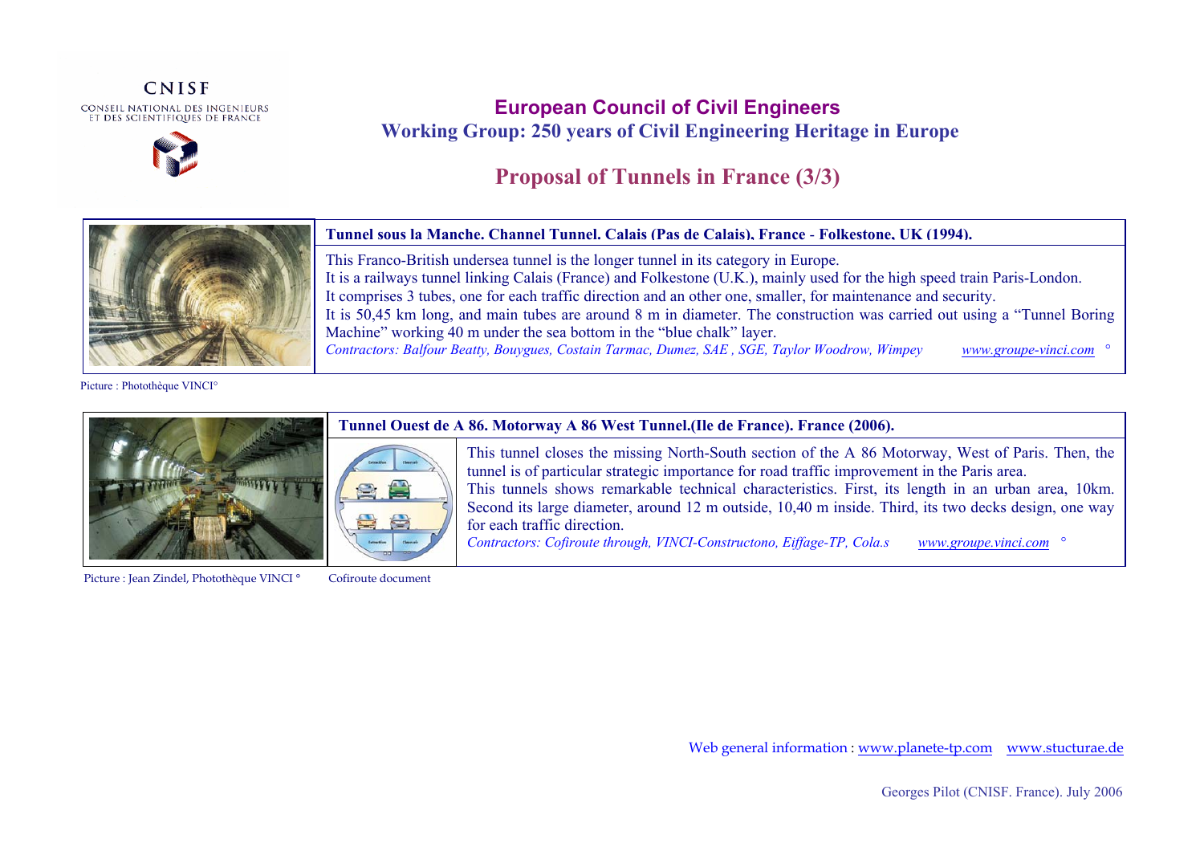CNISF

CONSEIL NATIONAL DES INGENIEURS ET DES SCIENTIFIQUES DE FRANCE

# European Council of Civil Engineers

## Working Group: 250 years of Civil Engineering Heritage in Europe

## Proposal of Tunnels in France (3/3)

### Tunnel sous la Manche. Channel Tunnel. Calais (Pas de Calais), France - Folkestone, UK (1994).

This Franco-British undersea tunnel is the longer tunnel in its category in Europe.
It is a railways tunnel linking Calais (France) and Folkestone (U.K.), mainly used for the high speed train Paris-London.
It comprises 3 tubes, one for each traffic direction and an other one, smaller, for maintenance and security.
It is 50,45 km long, and main tubes are around 8 m in diameter. The construction was carried out using a "Tunnel Boring Machine" working 40 m under the sea bottom in the "blue chalk" layer.
*Contractors: Balfour Beatty, Bouygues, Costain Tarmac, Dumez, SAE , SGE, Taylor Woodrow, Wimpey* www.groupe-vinci.com °

Picture : Photothèque VINCI°

### Tunnel Ouest de A 86. Motorway A 86 West Tunnel.(Ile de France). France (2006).

This tunnel closes the missing North-South section of the A 86 Motorway, West of Paris. Then, the tunnel is of particular strategic importance for road traffic improvement in the Paris area.
This tunnels shows remarkable technical characteristics. First, its length in an urban area, 10km. Second its large diameter, around 12 m outside, 10,40 m inside. Third, its two decks design, one way for each traffic direction.
*Contractors: Cofiroute through, VINCI-Constructono, Eiffage-TP, Cola.s* www.groupe.vinci.com °

Picture : Jean Zindel, Photothèque VINCI ° Cofiroute document

Web general information : www.planete-tp.com www.stucturae.de

Georges Pilot (CNISF. France). July 2006